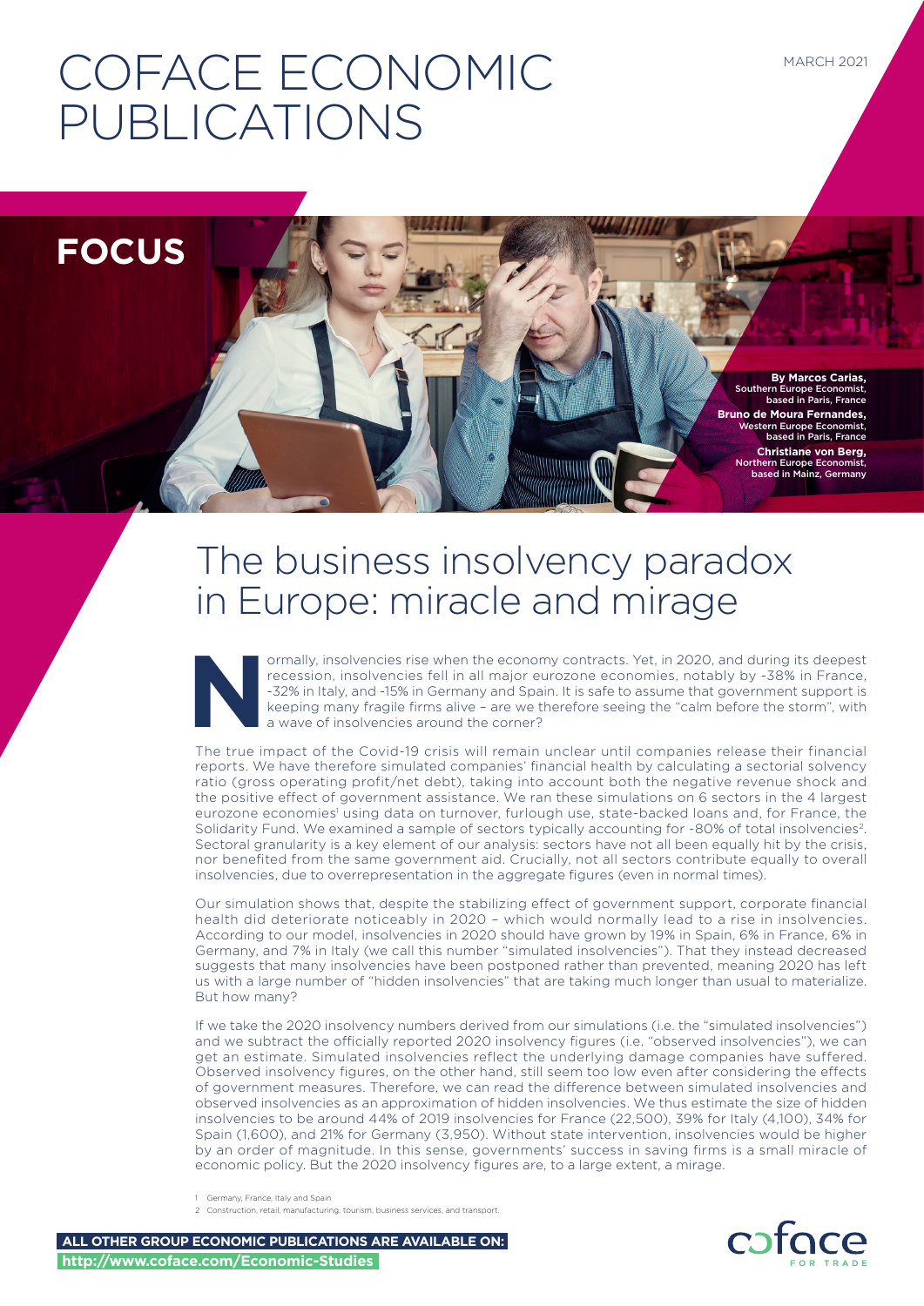# COFACE ECONOMIC PUBLICATIONS

MARCH 2021

## FOCUS

**By Marcos Carias,** Southern Europe Economist, based in Paris, France

**Bruno de Moura Fernandes,** Western Europe Economist, based in Paris, France

**Christiane von Berg,** Northern Europe Economist, based in Mainz, Germany

# The business insolvency paradox in Europe: miracle and mirage

Normally, insolvencies rise when the economy contracts. Yet, in 2020, and during its deepest recession, insolvencies fell in all major eurozone economies, notably by -38% in France, -32% in Italy, and -15% in Germany and Spain. It is safe to assume that government support is keeping many fragile firms alive – are we therefore seeing the "calm before the storm", with a wave of insolvencies around the corner?

The true impact of the Covid-19 crisis will remain unclear until companies release their financial reports. We have therefore simulated companies' financial health by calculating a sectorial solvency ratio (gross operating profit/net debt), taking into account both the negative revenue shock and the positive effect of government assistance. We ran these simulations on 6 sectors in the 4 largest eurozone economies[1] using data on turnover, furlough use, state-backed loans and, for France, the Solidarity Fund. We examined a sample of sectors typically accounting for ~80% of total insolvencies[2]. Sectoral granularity is a key element of our analysis: sectors have not all been equally hit by the crisis, nor benefited from the same government aid. Crucially, not all sectors contribute equally to overall insolvencies, due to overrepresentation in the aggregate figures (even in normal times).

Our simulation shows that, despite the stabilizing effect of government support, corporate financial health did deteriorate noticeably in 2020 – which would normally lead to a rise in insolvencies. According to our model, insolvencies in 2020 should have grown by 19% in Spain, 6% in France, 6% in Germany, and 7% in Italy (we call this number "simulated insolvencies"). That they instead decreased suggests that many insolvencies have been postponed rather than prevented, meaning 2020 has left us with a large number of "hidden insolvencies" that are taking much longer than usual to materialize. But how many?

If we take the 2020 insolvency numbers derived from our simulations (i.e. the "simulated insolvencies") and we subtract the officially reported 2020 insolvency figures (i.e. "observed insolvencies"), we can get an estimate. Simulated insolvencies reflect the underlying damage companies have suffered. Observed insolvency figures, on the other hand, still seem too low even after considering the effects of government measures. Therefore, we can read the difference between simulated insolvencies and observed insolvencies as an approximation of hidden insolvencies. We thus estimate the size of hidden insolvencies to be around 44% of 2019 insolvencies for France (22,500), 39% for Italy (4,100), 34% for Spain (1,600), and 21% for Germany (3,950). Without state intervention, insolvencies would be higher by an order of magnitude. In this sense, governments' success in saving firms is a small miracle of economic policy. But the 2020 insolvency figures are, to a large extent, a mirage.

1 Germany, France, Italy and Spain

2 Construction, retail, manufacturing, tourism, business services, and transport.

**ALL OTHER GROUP ECONOMIC PUBLICATIONS ARE AVAILABLE ON: http://www.coface.com/Economic-Studies**

coface FOR TRADE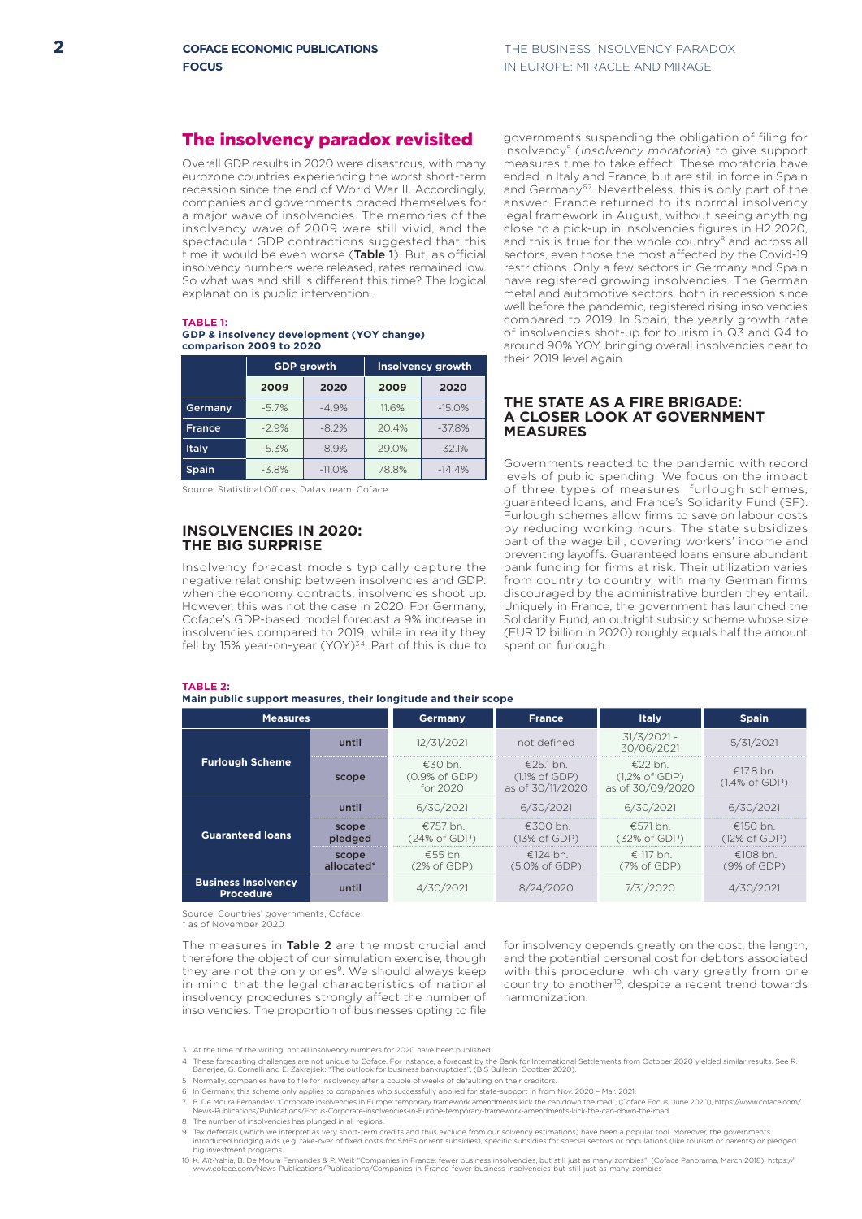## The insolvency paradox revisited

Overall GDP results in 2020 were disastrous, with many eurozone countries experiencing the worst short-term recession since the end of World War II. Accordingly, companies and governments braced themselves for a major wave of insolvencies. The memories of the insolvency wave of 2009 were still vivid, and the spectacular GDP contractions suggested that this time it would be even worse (**Table 1**). But, as official insolvency numbers were released, rates remained low. So what was and still is different this time? The logical explanation is public intervention.

**TABLE 1:**
**GDP & insolvency development (YOY change) comparison 2009 to 2020**

| | GDP growth | | Insolvency growth | |
|---|---|---|---|---|
| | 2009 | 2020 | 2009 | 2020 |
| Germany | -5.7% | -4.9% | 11.6% | -15.0% |
| France | -2.9% | -8.2% | 20.4% | -37.8% |
| Italy | -5.3% | -8.9% | 29.0% | -32.1% |
| Spain | -3.8% | -11.0% | 78.8% | -14.4% |

Source: Statistical Offices, Datastream, Coface

### INSOLVENCIES IN 2020: THE BIG SURPRISE

Insolvency forecast models typically capture the negative relationship between insolvencies and GDP: when the economy contracts, insolvencies shoot up. However, this was not the case in 2020. For Germany, Coface's GDP-based model forecast a 9% increase in insolvencies compared to 2019, while in reality they fell by 15% year-on-year (YOY)[3,4]. Part of this is due to governments suspending the obligation of filing for insolvency[5] (*insolvency moratoria*) to give support measures time to take effect. These moratoria have ended in Italy and France, but are still in force in Spain and Germany[6,7]. Nevertheless, this is only part of the answer. France returned to its normal insolvency legal framework in August, without seeing anything close to a pick-up in insolvencies figures in H2 2020, and this is true for the whole country[8] and across all sectors, even those the most affected by the Covid-19 restrictions. Only a few sectors in Germany and Spain have registered growing insolvencies. The German metal and automotive sectors, both in recession since well before the pandemic, registered rising insolvencies compared to 2019. In Spain, the yearly growth rate of insolvencies shot-up for tourism in Q3 and Q4 to around 90% YOY, bringing overall insolvencies near to their 2019 level again.

### THE STATE AS A FIRE BRIGADE: A CLOSER LOOK AT GOVERNMENT MEASURES

Governments reacted to the pandemic with record levels of public spending. We focus on the impact of three types of measures: furlough schemes, guaranteed loans, and France's Solidarity Fund (SF). Furlough schemes allow firms to save on labour costs by reducing working hours. The state subsidizes part of the wage bill, covering workers' income and preventing layoffs. Guaranteed loans ensure abundant bank funding for firms at risk. Their utilization varies from country to country, with many German firms discouraged by the administrative burden they entail. Uniquely in France, the government has launched the Solidarity Fund, an outright subsidy scheme whose size (EUR 12 billion in 2020) roughly equals half the amount spent on furlough.

**TABLE 2:**
**Main public support measures, their longitude and their scope**

| Measures | | Germany | France | Italy | Spain |
|---|---|---|---|---|---|
| Furlough Scheme | until | 12/31/2021 | not defined | 31/3/2021 - 30/06/2021 | 5/31/2021 |
| | scope | €30 bn. (0.9% of GDP) for 2020 | €25.1 bn. (1.1% of GDP) as of 30/11/2020 | €22 bn. (1,2% of GDP) as of 30/09/2020 | €17.8 bn. (1.4% of GDP) |
| Guaranteed loans | until | 6/30/2021 | 6/30/2021 | 6/30/2021 | 6/30/2021 |
| | scope pledged | €757 bn. (24% of GDP) | €300 bn. (13% of GDP) | €571 bn. (32% of GDP) | €150 bn. (12% of GDP) |
| | scope allocated* | €55 bn. (2% of GDP) | €124 bn. (5.0% of GDP) | € 117 bn. (7% of GDP) | €108 bn. (9% of GDP) |
| Business Insolvency Procedure | until | 4/30/2021 | 8/24/2020 | 7/31/2020 | 4/30/2021 |

Source: Countries' governments, Coface
\* as of November 2020

The measures in **Table 2** are the most crucial and therefore the object of our simulation exercise, though they are not the only ones[9]. We should always keep in mind that the legal characteristics of national insolvency procedures strongly affect the number of insolvencies. The proportion of businesses opting to file for insolvency depends greatly on the cost, the length, and the potential personal cost for debtors associated with this procedure, which vary greatly from one country to another[10], despite a recent trend towards harmonization.

---

3 At the time of the writing, not all insolvency numbers for 2020 have been published.

4 These forecasting challenges are not unique to Coface. For instance, a forecast by the Bank for International Settlements from October 2020 yielded similar results. See R. Banerjee, G. Cornelli and E. Zakrajšek: "The outlook for business bankruptcies", (BIS Bulletin, Ocotber 2020).

5 Normally, companies have to file for insolvency after a couple of weeks of defaulting on their creditors.

6 In Germany, this scheme only applies to companies who successfully applied for state-support in from Nov. 2020 - Mar. 2021.

7 B. De Moura Fernandes: "Corporate insolvencies in Europe: temporary framework amendments kick the can down the road", (Coface Focus, June 2020), https://www.coface.com/News-Publications/Publications/Focus-Corporate-insolvencies-in-Europe-temporary-framework-amendments-kick-the-can-down-the-road.

8 The number of insolvencies has plunged in all regions.

9 Tax deferrals (which we interpret as very short-term credits and thus exclude from our solvency estimations) have been a popular tool. Moreover, the governments introduced bridging aids (e.g. take-over of fixed costs for SMEs or rent subsidies), specific subsidies for special sectors or populations (like tourism or parents) or pledged big investment programs.

10 K. Alt-Yahia, B. De Moura Fernandes & P. Weil: "Companies in France: fewer business insolvencies, but still just as many zombies", (Coface Panorama, March 2018), https://www.coface.com/News-Publications/Publications/Companies-in-France-fewer-business-insolvencies-but-still-just-as-many-zombies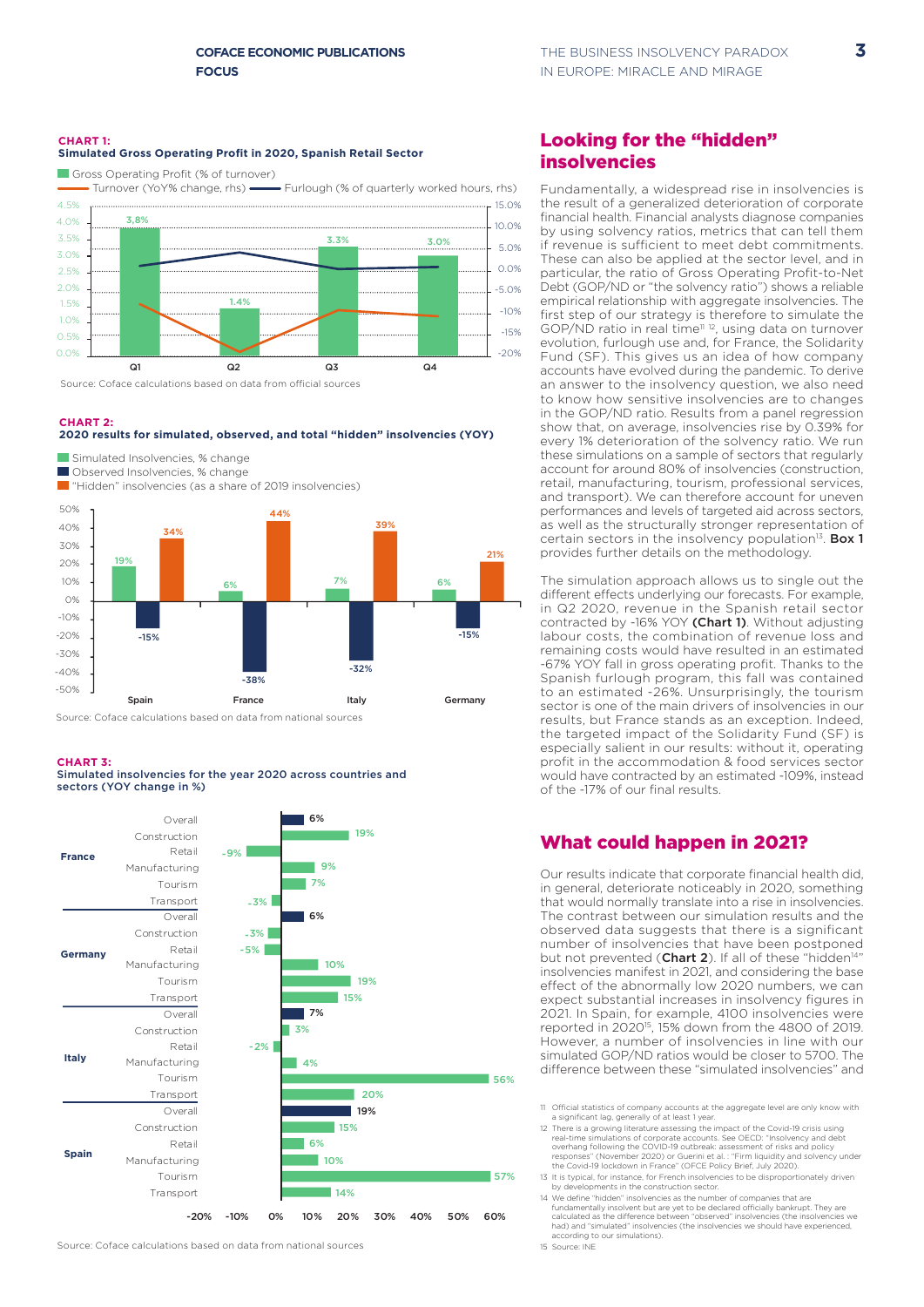**CHART 1:**
**Simulated Gross Operating Profit in 2020, Spanish Retail Sector**

Gross Operating Profit (% of turnover)
Turnover (YoY% change, rhs) — Furlough (% of quarterly worked hours, rhs)

| | Q1 | Q2 | Q3 | Q4 |
|---|---|---|---|---|
| Gross Operating Profit (% of turnover) | 3,8% | 1.4% | 3.3% | 3.0% |

Source: Coface calculations based on data from official sources

**CHART 2:**
**2020 results for simulated, observed, and total "hidden" insolvencies (YOY)**

| | Spain | France | Italy | Germany |
|---|---|---|---|---|
| Simulated Insolvencies, % change | 19% | 6% | 7% | 6% |
| Observed Insolvencies, % change | -15% | -38% | -32% | -15% |
| "Hidden" insolvencies (as a share of 2019 insolvencies) | 34% | 44% | 39% | 21% |

Source: Coface calculations based on data from national sources

**CHART 3:**
**Simulated insolvencies for the year 2020 across countries and sectors (YOY change in %)**

| Country | Sector | YOY change |
|---|---|---|
| France | Overall | 6% |
| | Construction | 19% |
| | Retail | -9% |
| | Manufacturing | 9% |
| | Tourism | 7% |
| | Transport | -3% |
| Germany | Overall | 6% |
| | Construction | -3% |
| | Retail | -5% |
| | Manufacturing | 10% |
| | Tourism | 19% |
| | Transport | 15% |
| Italy | Overall | 7% |
| | Construction | 3% |
| | Retail | -2% |
| | Manufacturing | 4% |
| | Tourism | 56% |
| | Transport | 20% |
| Spain | Overall | 19% |
| | Construction | 15% |
| | Retail | 6% |
| | Manufacturing | 10% |
| | Tourism | 57% |
| | Transport | 14% |

Source: Coface calculations based on data from national sources

## Looking for the "hidden" insolvencies

Fundamentally, a widespread rise in insolvencies is the result of a generalized deterioration of corporate financial health. Financial analysts diagnose companies by using solvency ratios, metrics that can tell them if revenue is sufficient to meet debt commitments. These can also be applied at the sector level, and in particular, the ratio of Gross Operating Profit-to-Net Debt (GOP/ND or "the solvency ratio") shows a reliable empirical relationship with aggregate insolvencies. The first step of our strategy is therefore to simulate the GOP/ND ratio in real time[11] [12], using data on turnover evolution, furlough use and, for France, the Solidarity Fund (SF). This gives us an idea of how company accounts have evolved during the pandemic. To derive an answer to the insolvency question, we also need to know how sensitive insolvencies are to changes in the GOP/ND ratio. Results from a panel regression show that, on average, insolvencies rise by 0.39% for every 1% deterioration of the solvency ratio. We run these simulations on a sample of sectors that regularly account for around 80% of insolvencies (construction, retail, manufacturing, tourism, professional services, and transport). We can therefore account for uneven performances and levels of targeted aid across sectors, as well as the structurally stronger representation of certain sectors in the insolvency population[13]. **Box 1** provides further details on the methodology.

The simulation approach allows us to single out the different effects underlying our forecasts. For example, in Q2 2020, revenue in the Spanish retail sector contracted by -16% YOY **(Chart 1)**. Without adjusting labour costs, the combination of revenue loss and remaining costs would have resulted in an estimated -67% YOY fall in gross operating profit. Thanks to the Spanish furlough program, this fall was contained to an estimated -26%. Unsurprisingly, the tourism sector is one of the main drivers of insolvencies in our results, but France stands as an exception. Indeed, the targeted impact of the Solidarity Fund (SF) is especially salient in our results: without it, operating profit in the accommodation & food services sector would have contracted by an estimated -109%, instead of the -17% of our final results.

## What could happen in 2021?

Our results indicate that corporate financial health did, in general, deteriorate noticeably in 2020, something that would normally translate into a rise in insolvencies. The contrast between our simulation results and the observed data suggests that there is a significant number of insolvencies that have been postponed but not prevented (**Chart 2**). If all of these "hidden[14]" insolvencies manifest in 2021, and considering the base effect of the abnormally low 2020 numbers, we can expect substantial increases in insolvency figures in 2021. In Spain, for example, 4100 insolvencies were reported in 2020[15], 15% down from the 4800 of 2019. However, a number of insolvencies in line with our simulated GOP/ND ratios would be closer to 5700. The difference between these "simulated insolvencies" and

---

11 Official statistics of company accounts at the aggregate level are only know with a significant lag, generally of at least 1 year.

12 There is a growing literature assessing the impact of the Covid-19 crisis using real-time simulations of corporate accounts. See: OECD: "Insolvency and debt overhang following the COVID-19 outbreak: assessment of risks and policy responses" (November 2020) or Guerini et al. : "Firm liquidity and solvency under the Covid-19 lockdown in France" (OFCE Policy Brief, July 2020).

13 It is typical, for instance, for French insolvencies to be disproportionately driven by developments in the construction sector.

14 We define "hidden" insolvencies as the number of companies that are fundamentally insolvent but are yet to be declared officially bankrupt. They are calculated as the difference between "observed" insolvencies (the insolvencies we had) and "simulated" insolvencies (the insolvencies we should have experienced, according to our simulations).

15 Source: INE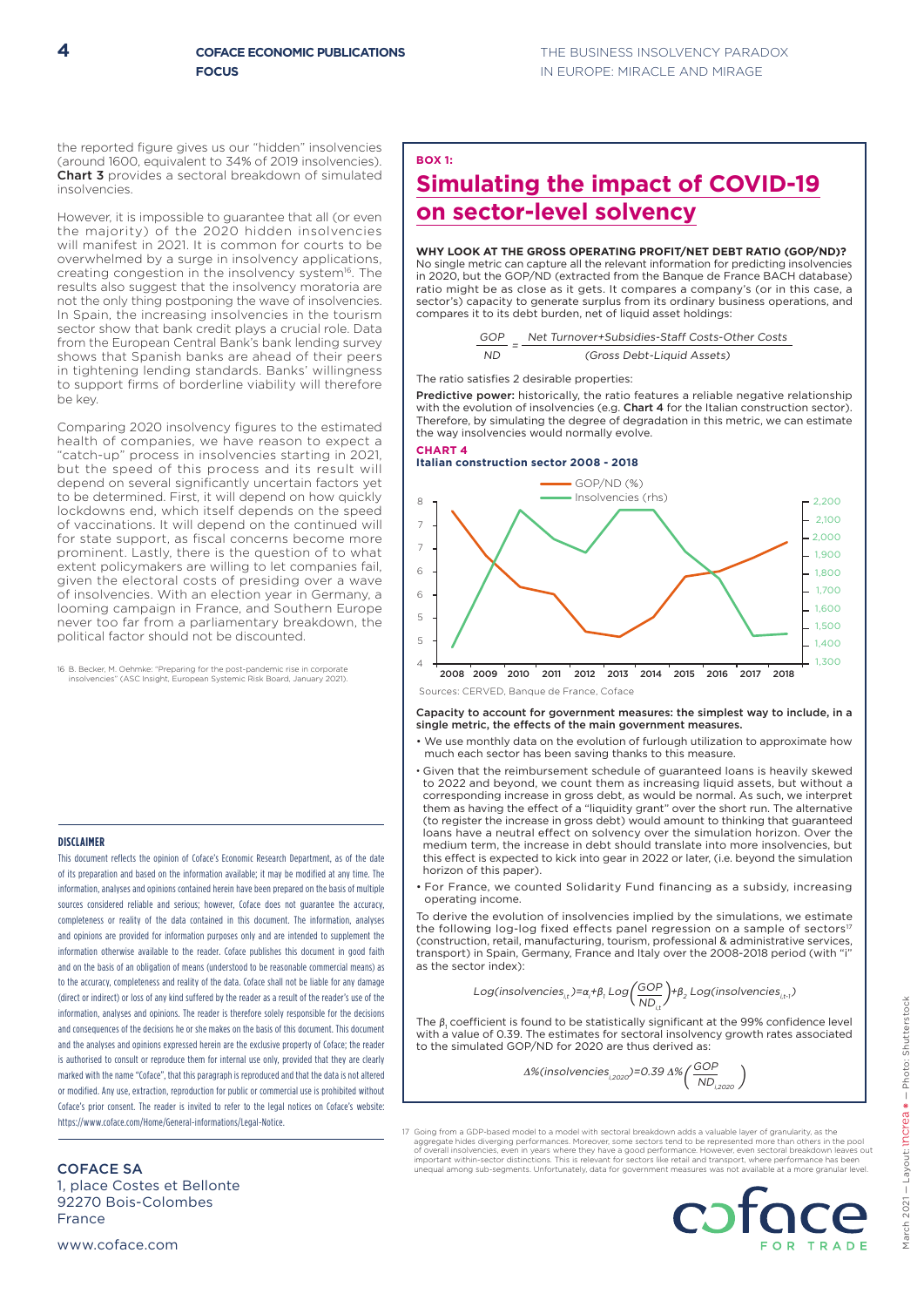the reported figure gives us our "hidden" insolvencies (around 1600, equivalent to 34% of 2019 insolvencies). **Chart 3** provides a sectoral breakdown of simulated insolvencies.

However, it is impossible to guarantee that all (or even the majority) of the 2020 hidden insolvencies will manifest in 2021. It is common for courts to be overwhelmed by a surge in insolvency applications, creating congestion in the insolvency system[16]. The results also suggest that the insolvency moratoria are not the only thing postponing the wave of insolvencies. In Spain, the increasing insolvencies in the tourism sector show that bank credit plays a crucial role. Data from the European Central Bank's bank lending survey shows that Spanish banks are ahead of their peers in tightening lending standards. Banks' willingness to support firms of borderline viability will therefore be key.

Comparing 2020 insolvency figures to the estimated health of companies, we have reason to expect a "catch-up" process in insolvencies starting in 2021, but the speed of this process and its result will depend on several significantly uncertain factors yet to be determined. First, it will depend on how quickly lockdowns end, which itself depends on the speed of vaccinations. It will depend on the continued will for state support, as fiscal concerns become more prominent. Lastly, there is the question of to what extent policymakers are willing to let companies fail, given the electoral costs of presiding over a wave of insolvencies. With an election year in Germany, a looming campaign in France, and Southern Europe never too far from a parliamentary breakdown, the political factor should not be discounted.

16 B. Becker, M. Oehmke: "Preparing for the post-pandemic rise in corporate insolvencies" (ASC Insight, European Systemic Risk Board, January 2021).

**BOX 1:**

## Simulating the impact of COVID-19 on sector-level solvency

**WHY LOOK AT THE GROSS OPERATING PROFIT/NET DEBT RATIO (GOP/ND)?**
No single metric can capture all the relevant information for predicting insolvencies in 2020, but the GOP/ND (extracted from the Banque de France BACH database) ratio might be as close as it gets. It compares a company's (or in this case, a sector's) capacity to generate surplus from its ordinary business operations, and compares it to its debt burden, net of liquid asset holdings:

$$\frac{GOP}{ND} = \frac{\text{Net Turnover+Subsidies-Staff Costs-Other Costs}}{\text{(Gross Debt-Liquid Assets)}}$$

The ratio satisfies 2 desirable properties:

**Predictive power:** historically, the ratio features a reliable negative relationship with the evolution of insolvencies (e.g. **Chart 4** for the Italian construction sector). Therefore, by simulating the degree of degradation in this metric, we can estimate the way insolvencies would normally evolve.

**CHART 4**
**Italian construction sector 2008 - 2018**

GOP/ND (%)
Insolvencies (rhs)

8, 7, 7, 6, 6, 5, 5, 4
2,200, 2,100, 2,000, 1,900, 1,800, 1,700, 1,600, 1,500, 1,400, 1,300
2008 2009 2010 2011 2012 2013 2014 2015 2016 2017 2018

Sources: CERVED, Banque de France, Coface

**Capacity to account for government measures: the simplest way to include, in a single metric, the effects of the main government measures.**

- We use monthly data on the evolution of furlough utilization to approximate how much each sector has been saving thanks to this measure.
- Given that the reimbursement schedule of guaranteed loans is heavily skewed to 2022 and beyond, we count them as increasing liquid assets, but without a corresponding increase in gross debt, as would be normal. As such, we interpret them as having the effect of a "liquidity grant" over the short run. The alternative (to register the increase in gross debt) would amount to thinking that guaranteed loans have a neutral effect on solvency over the simulation horizon. Over the medium term, the increase in debt should translate into more insolvencies, but this effect is expected to kick into gear in 2022 or later, (i.e. beyond the simulation horizon of this paper).
- For France, we counted Solidarity Fund financing as a subsidy, increasing operating income.

To derive the evolution of insolvencies implied by the simulations, we estimate the following log-log fixed effects panel regression on a sample of sectors[17] (construction, retail, manufacturing, tourism, professional & administrative services, transport) in Spain, Germany, France and Italy over the 2008-2018 period (with "i" as the sector index):

$$Log(insolvencies_{i,t}) = \alpha_i + \beta_1 \, Log\left(\frac{GOP}{ND_{i,t}}\right) + \beta_2 \, Log(insolvencies_{i,t-1})$$

The $\beta_1$ coefficient is found to be statistically significant at the 99% confidence level with a value of 0.39. The estimates for sectoral insolvency growth rates associated to the simulated GOP/ND for 2020 are thus derived as:

$$\Delta\%(insolvencies_{i,2020}) = 0.39 \, \Delta\%\left(\frac{GOP}{ND_{i,2020}}\right)$$

17 Going from a GDP-based model to a model with sectoral breakdown adds a valuable layer of granularity, as the aggregate hides diverging performances. Moreover, some sectors tend to be represented more than others in the pool of overall insolvencies, even in years where they have a good performance. However, even sectoral breakdown leaves out important within-sector distinctions. This is relevant for sectors like retail and transport, where performance has been unequal among sub-segments. Unfortunately, data for government measures was not available at a more granular level.

**DISCLAIMER**

This document reflects the opinion of Coface's Economic Research Department, as of the date of its preparation and based on the information available; it may be modified at any time. The information, analyses and opinions contained herein have been prepared on the basis of multiple sources considered reliable and serious; however, Coface does not guarantee the accuracy, completeness or reality of the data contained in this document. The information, analyses and opinions are provided for information purposes only and are intended to supplement the information otherwise available to the reader. Coface publishes this document in good faith and on the basis of an obligation of means (understood to be reasonable commercial means) as to the accuracy, completeness and reality of the data. Coface shall not be liable for any damage (direct or indirect) or loss of any kind suffered by the reader as a result of the reader's use of the information, analyses and opinions. The reader is therefore solely responsible for the decisions and consequences of the decisions he or she makes on the basis of this document. This document and the analyses and opinions expressed herein are the exclusive property of Coface; the reader is authorised to consult or reproduce them for internal use only, provided that they are clearly marked with the name "Coface", that this paragraph is reproduced and that the data is not altered or modified. Any use, extraction, reproduction for public or commercial use is prohibited without Coface's prior consent. The reader is invited to refer to the legal notices on Coface's website: https://www.coface.com/Home/General-informations/Legal-Notice.

COFACE SA
1, place Costes et Bellonte
92270 Bois-Colombes
France

www.coface.com

March 2021 — Layout: Increa — Photo: Shutterstock